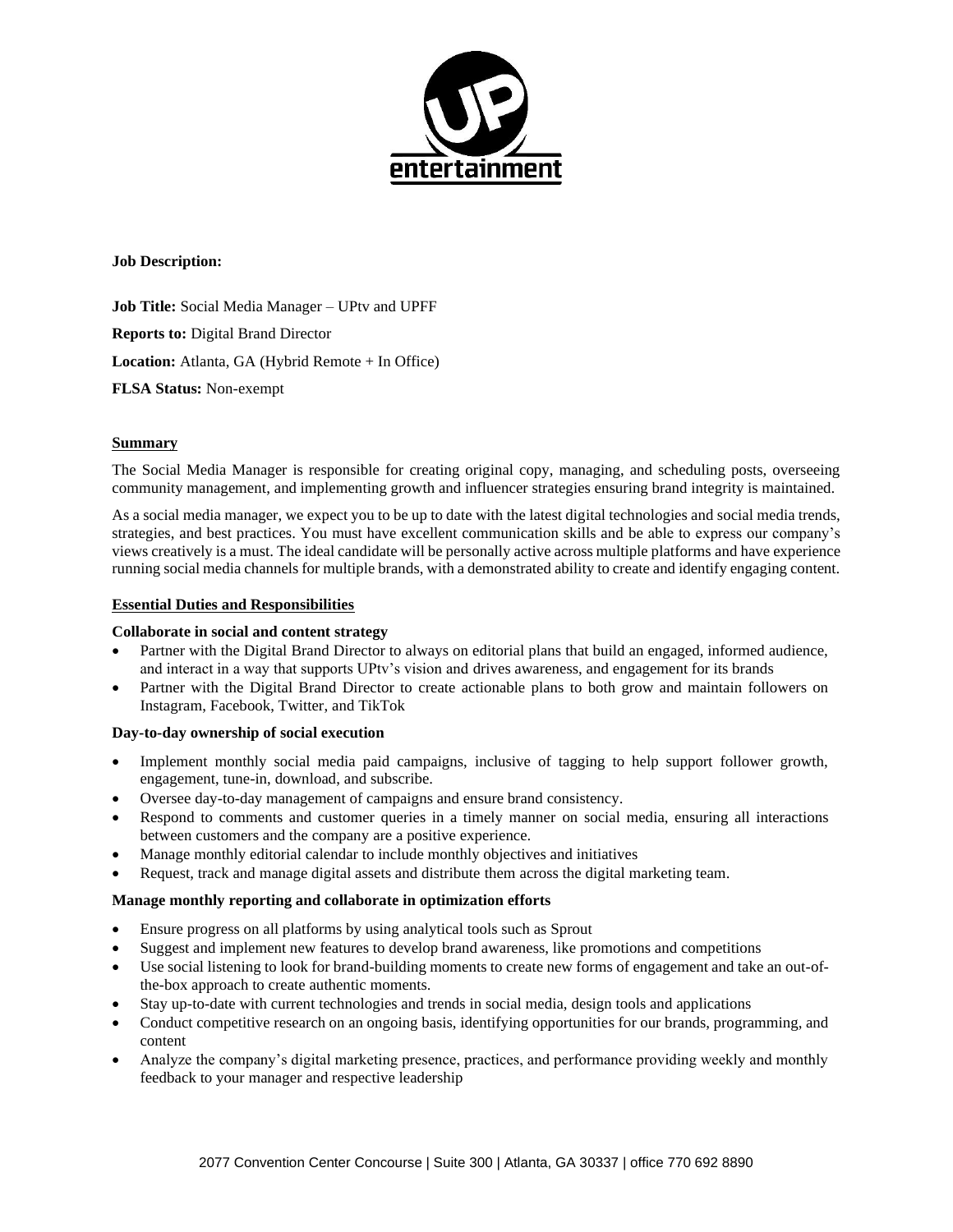**Job Description:**

**Job Title:** Social Media Manager – UPtv and UPFF

**Reports to:** Digital Brand Director

**Location:** Atlanta, GA (Hybrid Remote + In Office)

**FLSA Status:** Non-exempt

## Summary

The Social Media Manager is responsible for creating original copy, managing, and scheduling posts, overseeing community management, and implementing growth and influencer strategies ensuring brand integrity is maintained.

As a social media manager, we expect you to be up to date with the latest digital technologies and social media trends, strategies, and best practices. You must have excellent communication skills and be able to express our company's views creatively is a must. The ideal candidate will be personally active across multiple platforms and have experience running social media channels for multiple brands, with a demonstrated ability to create and identify engaging content.

## Essential Duties and Responsibilities

### Collaborate in social and content strategy

- Partner with the Digital Brand Director to always on editorial plans that build an engaged, informed audience, and interact in a way that supports UPtv's vision and drives awareness, and engagement for its brands
- Partner with the Digital Brand Director to create actionable plans to both grow and maintain followers on Instagram, Facebook, Twitter, and TikTok

### Day-to-day ownership of social execution

- Implement monthly social media paid campaigns, inclusive of tagging to help support follower growth, engagement, tune-in, download, and subscribe.
- Oversee day-to-day management of campaigns and ensure brand consistency.
- Respond to comments and customer queries in a timely manner on social media, ensuring all interactions between customers and the company are a positive experience.
- Manage monthly editorial calendar to include monthly objectives and initiatives
- Request, track and manage digital assets and distribute them across the digital marketing team.

### Manage monthly reporting and collaborate in optimization efforts

- Ensure progress on all platforms by using analytical tools such as Sprout
- Suggest and implement new features to develop brand awareness, like promotions and competitions
- Use social listening to look for brand-building moments to create new forms of engagement and take an out-of-the-box approach to create authentic moments.
- Stay up-to-date with current technologies and trends in social media, design tools and applications
- Conduct competitive research on an ongoing basis, identifying opportunities for our brands, programming, and content
- Analyze the company's digital marketing presence, practices, and performance providing weekly and monthly feedback to your manager and respective leadership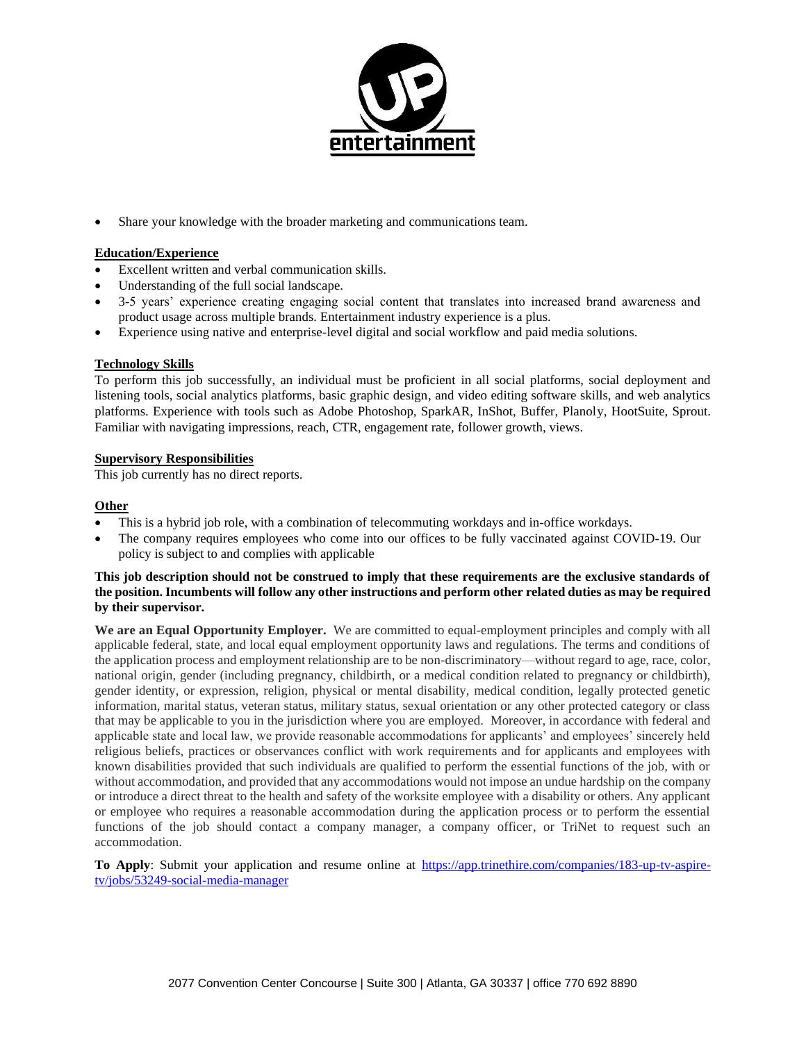- Share your knowledge with the broader marketing and communications team.

**Education/Experience**

- Excellent written and verbal communication skills.
- Understanding of the full social landscape.
- 3-5 years' experience creating engaging social content that translates into increased brand awareness and product usage across multiple brands. Entertainment industry experience is a plus.
- Experience using native and enterprise-level digital and social workflow and paid media solutions.

**Technology Skills**

To perform this job successfully, an individual must be proficient in all social platforms, social deployment and listening tools, social analytics platforms, basic graphic design, and video editing software skills, and web analytics platforms. Experience with tools such as Adobe Photoshop, SparkAR, InShot, Buffer, Planoly, HootSuite, Sprout. Familiar with navigating impressions, reach, CTR, engagement rate, follower growth, views.

**Supervisory Responsibilities**

This job currently has no direct reports.

**Other**

- This is a hybrid job role, with a combination of telecommuting workdays and in-office workdays.
- The company requires employees who come into our offices to be fully vaccinated against COVID-19. Our policy is subject to and complies with applicable

**This job description should not be construed to imply that these requirements are the exclusive standards of the position. Incumbents will follow any other instructions and perform other related duties as may be required by their supervisor.**

**We are an Equal Opportunity Employer.** We are committed to equal-employment principles and comply with all applicable federal, state, and local equal employment opportunity laws and regulations. The terms and conditions of the application process and employment relationship are to be non-discriminatory—without regard to age, race, color, national origin, gender (including pregnancy, childbirth, or a medical condition related to pregnancy or childbirth), gender identity, or expression, religion, physical or mental disability, medical condition, legally protected genetic information, marital status, veteran status, military status, sexual orientation or any other protected category or class that may be applicable to you in the jurisdiction where you are employed. Moreover, in accordance with federal and applicable state and local law, we provide reasonable accommodations for applicants' and employees' sincerely held religious beliefs, practices or observances conflict with work requirements and for applicants and employees with known disabilities provided that such individuals are qualified to perform the essential functions of the job, with or without accommodation, and provided that any accommodations would not impose an undue hardship on the company or introduce a direct threat to the health and safety of the worksite employee with a disability or others. Any applicant or employee who requires a reasonable accommodation during the application process or to perform the essential functions of the job should contact a company manager, a company officer, or TriNet to request such an accommodation.

**To Apply**: Submit your application and resume online at [https://app.trinethire.com/companies/183-up-tv-aspire-tv/jobs/53249-social-media-manager](https://app.trinethire.com/companies/183-up-tv-aspire-tv/jobs/53249-social-media-manager)